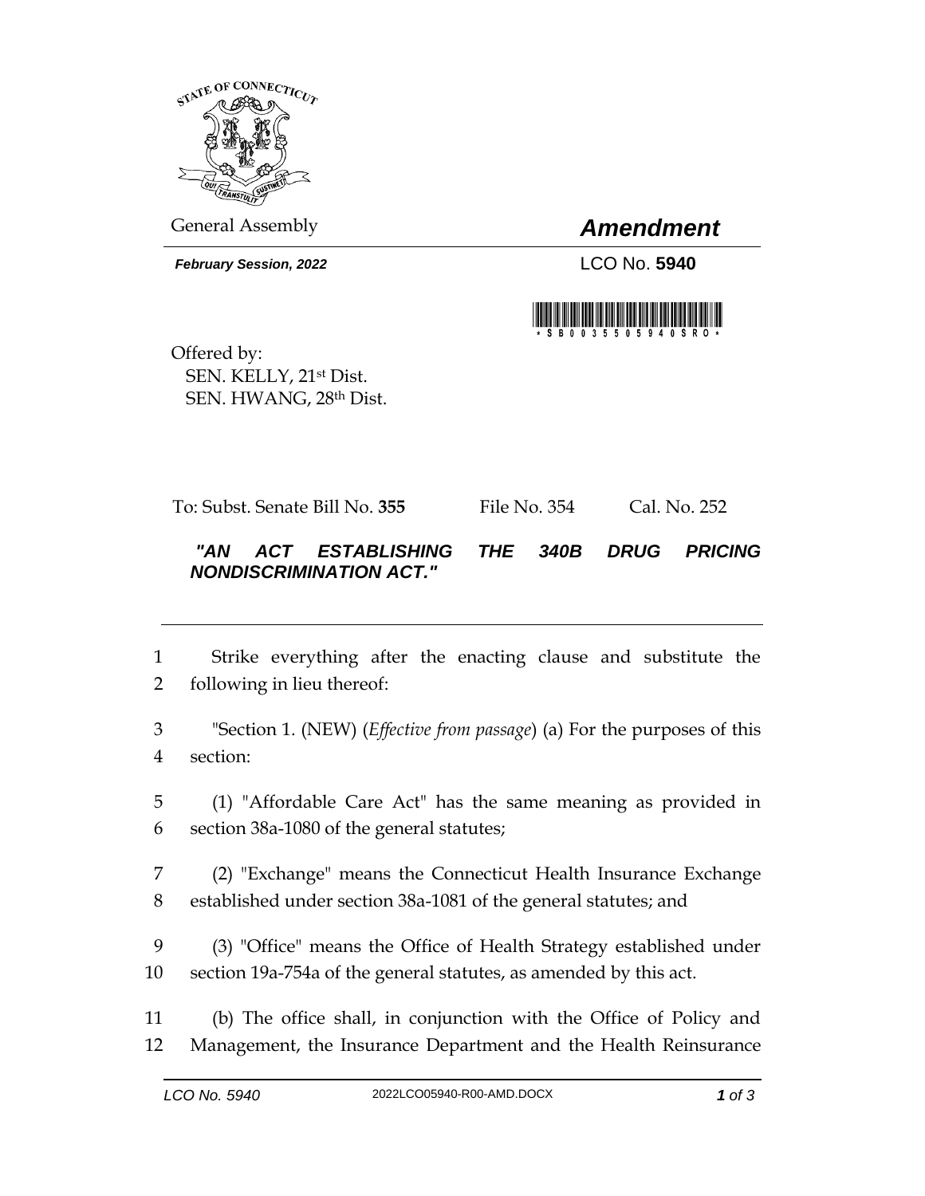General Assembly

# *Amendment*

***February Session, 2022***

LCO No. **5940**

Offered by:
SEN. KELLY, 21st Dist.
SEN. HWANG, 28th Dist.

To: Subst. Senate Bill No. **355** File No. 354 Cal. No. 252

***"AN ACT ESTABLISHING THE 340B DRUG PRICING NONDISCRIMINATION ACT."***

---

1 Strike everything after the enacting clause and substitute the
2 following in lieu thereof:

3 "Section 1. (NEW) (*Effective from passage*) (a) For the purposes of this
4 section:

5 (1) "Affordable Care Act" has the same meaning as provided in
6 section 38a-1080 of the general statutes;

7 (2) "Exchange" means the Connecticut Health Insurance Exchange
8 established under section 38a-1081 of the general statutes; and

9 (3) "Office" means the Office of Health Strategy established under
10 section 19a-754a of the general statutes, as amended by this act.

11 (b) The office shall, in conjunction with the Office of Policy and
12 Management, the Insurance Department and the Health Reinsurance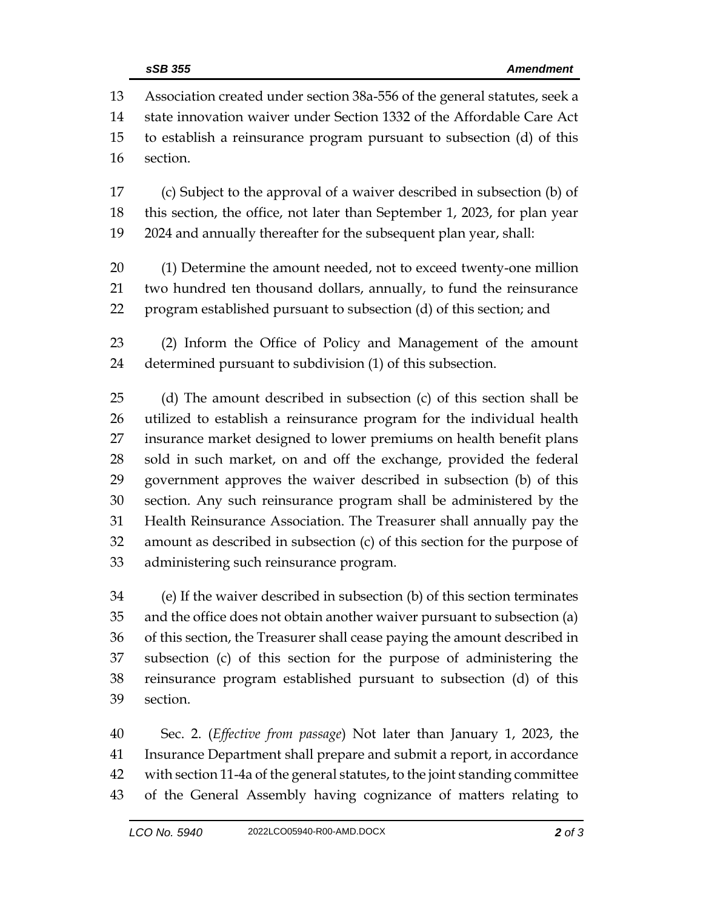Association created under section 38a-556 of the general statutes, seek a state innovation waiver under Section 1332 of the Affordable Care Act to establish a reinsurance program pursuant to subsection (d) of this section.

(c) Subject to the approval of a waiver described in subsection (b) of this section, the office, not later than September 1, 2023, for plan year 2024 and annually thereafter for the subsequent plan year, shall:

(1) Determine the amount needed, not to exceed twenty-one million two hundred ten thousand dollars, annually, to fund the reinsurance program established pursuant to subsection (d) of this section; and

(2) Inform the Office of Policy and Management of the amount determined pursuant to subdivision (1) of this subsection.

(d) The amount described in subsection (c) of this section shall be utilized to establish a reinsurance program for the individual health insurance market designed to lower premiums on health benefit plans sold in such market, on and off the exchange, provided the federal government approves the waiver described in subsection (b) of this section. Any such reinsurance program shall be administered by the Health Reinsurance Association. The Treasurer shall annually pay the amount as described in subsection (c) of this section for the purpose of administering such reinsurance program.

(e) If the waiver described in subsection (b) of this section terminates and the office does not obtain another waiver pursuant to subsection (a) of this section, the Treasurer shall cease paying the amount described in subsection (c) of this section for the purpose of administering the reinsurance program established pursuant to subsection (d) of this section.

Sec. 2. (*Effective from passage*) Not later than January 1, 2023, the Insurance Department shall prepare and submit a report, in accordance with section 11-4a of the general statutes, to the joint standing committee of the General Assembly having cognizance of matters relating to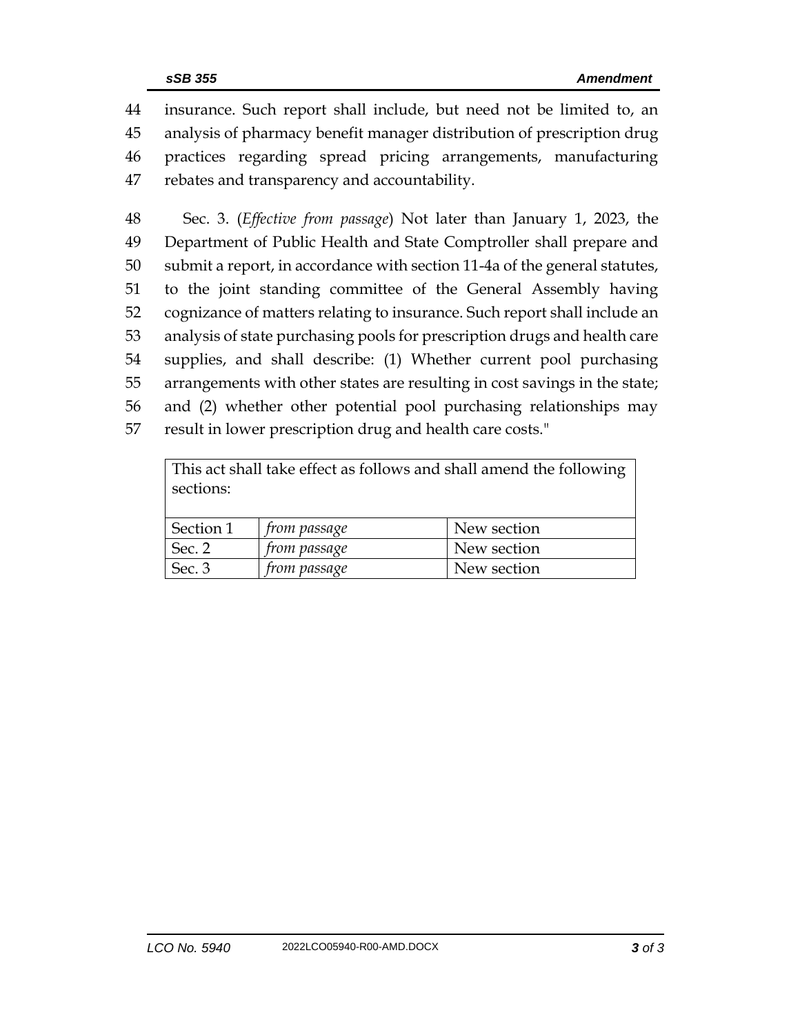44 insurance. Such report shall include, but need not be limited to, an
45 analysis of pharmacy benefit manager distribution of prescription drug
46 practices regarding spread pricing arrangements, manufacturing
47 rebates and transparency and accountability.

48 Sec. 3. (*Effective from passage*) Not later than January 1, 2023, the
49 Department of Public Health and State Comptroller shall prepare and
50 submit a report, in accordance with section 11-4a of the general statutes,
51 to the joint standing committee of the General Assembly having
52 cognizance of matters relating to insurance. Such report shall include an
53 analysis of state purchasing pools for prescription drugs and health care
54 supplies, and shall describe: (1) Whether current pool purchasing
55 arrangements with other states are resulting in cost savings in the state;
56 and (2) whether other potential pool purchasing relationships may
57 result in lower prescription drug and health care costs."

| This act shall take effect as follows and shall amend the following sections: | | |
|---|---|---|
| Section 1 | *from passage* | New section |
| Sec. 2 | *from passage* | New section |
| Sec. 3 | *from passage* | New section |